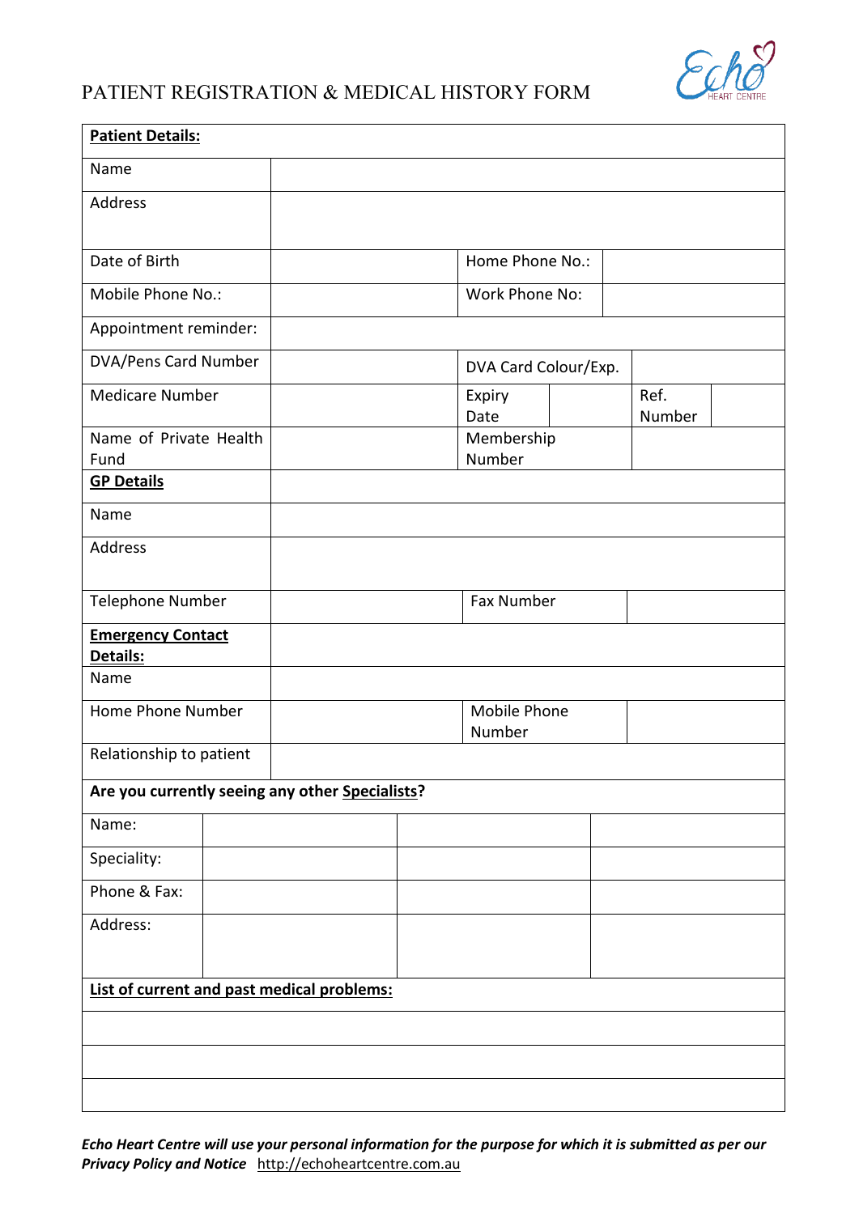# PATIENT REGISTRATION & MEDICAL HISTORY FORM

| **Patient Details:** | | | | | |
|---|---|---|---|---|---|
| Name | | | | | |
| Address | | | | | |
| Date of Birth | | Home Phone No.: | | | |
| Mobile Phone No.: | | Work Phone No: | | | |
| Appointment reminder: | | | | | |
| DVA/Pens Card Number | | DVA Card Colour/Exp. | | | |
| Medicare Number | | Expiry Date | | Ref. Number | |
| Name of Private Health Fund | | Membership Number | | | |
| **GP Details** | | | | | |
| Name | | | | | |
| Address | | | | | |
| Telephone Number | | Fax Number | | | |
| **Emergency Contact Details:** | | | | | |
| Name | | | | | |
| Home Phone Number | | Mobile Phone Number | | | |
| Relationship to patient | | | | | |

**Are you currently seeing any other Specialists?**

| Name: | | | |
|---|---|---|---|
| Speciality: | | | |
| Phone & Fax: | | | |
| Address: | | | |

**List of current and past medical problems:**

| |
|---|
| |
| |
| |

***Echo Heart Centre will use your personal information for the purpose for which it is submitted as per our Privacy Policy and Notice*** http://echoheartcentre.com.au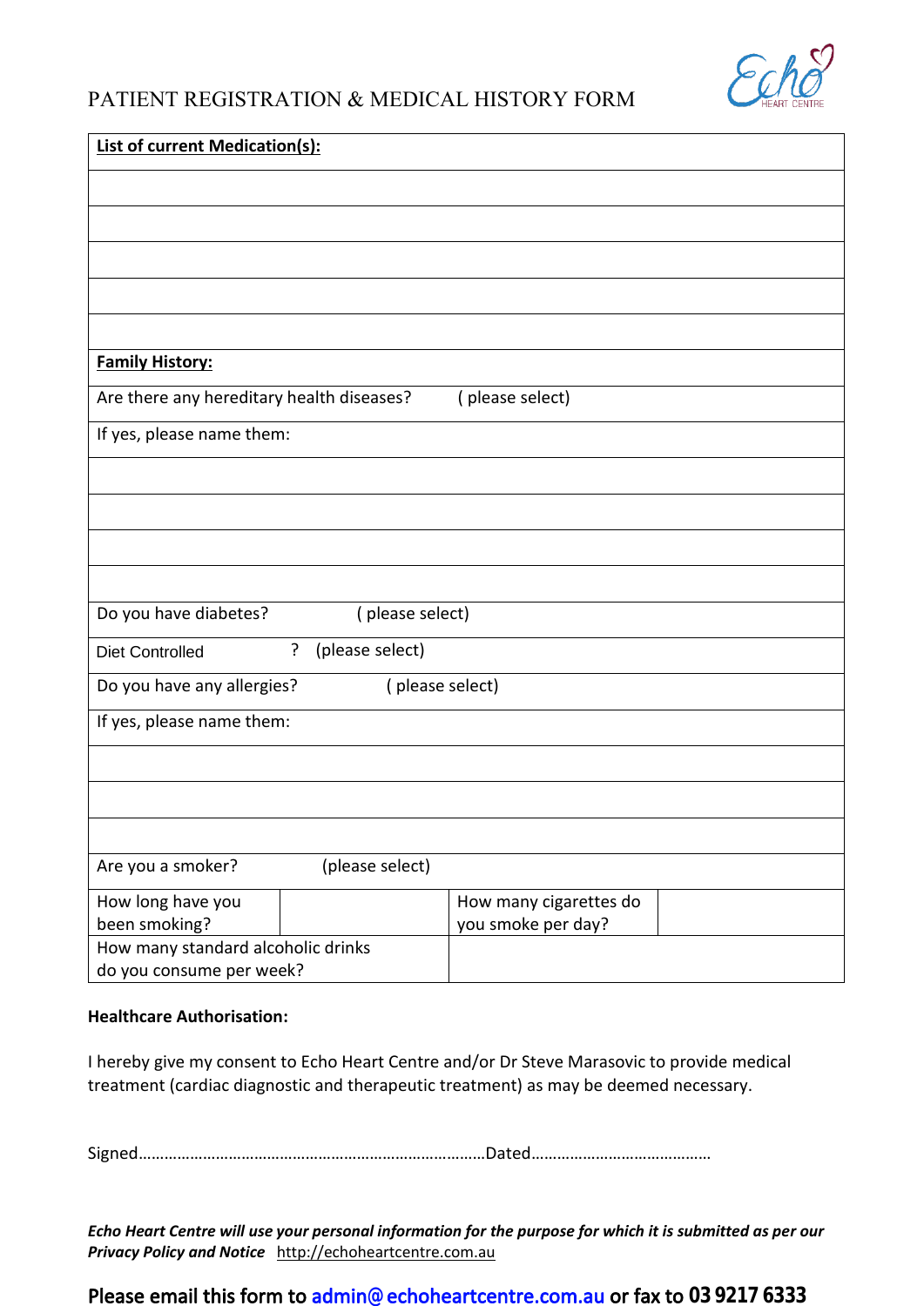PATIENT REGISTRATION & MEDICAL HISTORY FORM

| | | | |
|---|---|---|---|
| **List of current Medication(s):** | | | |
| | | | |
| | | | |
| | | | |
| | | | |
| | | | |
| **Family History:** | | | |
| Are there any hereditary health diseases? ( please select) | | | |
| If yes, please name them: | | | |
| | | | |
| | | | |
| | | | |
| | | | |
| Do you have diabetes? ( please select) | | | |
| Diet Controlled ? (please select) | | | |
| Do you have any allergies? ( please select) | | | |
| If yes, please name them: | | | |
| | | | |
| | | | |
| | | | |
| Are you a smoker? (please select) | | | |
| How long have you been smoking? | | How many cigarettes do you smoke per day? | |
| How many standard alcoholic drinks do you consume per week? | | | |

**Healthcare Authorisation:**

I hereby give my consent to Echo Heart Centre and/or Dr Steve Marasovic to provide medical treatment (cardiac diagnostic and therapeutic treatment) as may be deemed necessary.

Signed……………………………………………………………………Dated……………………………………

***Echo Heart Centre will use your personal information for the purpose for which it is submitted as per our Privacy Policy and Notice*** http://echoheartcentre.com.au

Please email this form to admin@ echoheartcentre.com.au or fax to **03 9217 6333**